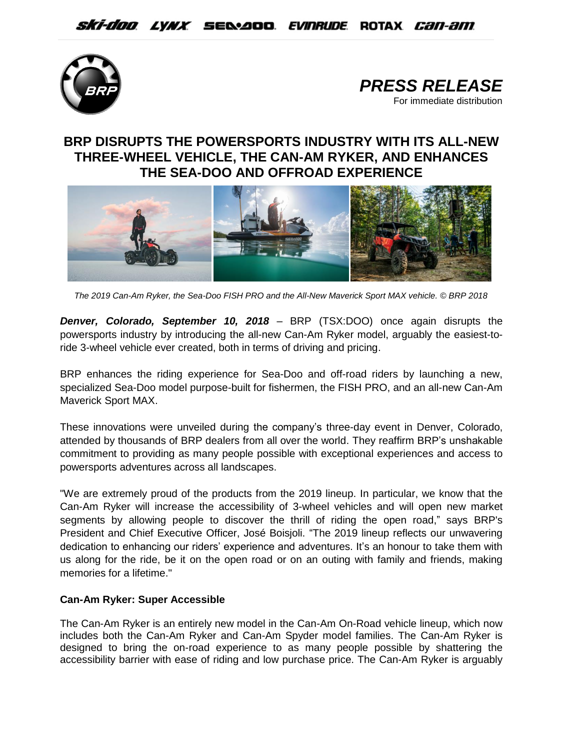ski-doo LYNX SEA-DOO EVINRUDE ROTAX can-am

*PRESS RELEASE*

For immediate distribution

# BRP DISRUPTS THE POWERSPORTS INDUSTRY WITH ITS ALL-NEW THREE-WHEEL VEHICLE, THE CAN-AM RYKER, AND ENHANCES THE SEA-DOO AND OFFROAD EXPERIENCE

*The 2019 Can-Am Ryker, the Sea-Doo FISH PRO and the All-New Maverick Sport MAX vehicle. © BRP 2018*

***Denver, Colorado, September 10, 2018*** – BRP (TSX:DOO) once again disrupts the powersports industry by introducing the all-new Can-Am Ryker model, arguably the easiest-to-ride 3-wheel vehicle ever created, both in terms of driving and pricing.

BRP enhances the riding experience for Sea-Doo and off-road riders by launching a new, specialized Sea-Doo model purpose-built for fishermen, the FISH PRO, and an all-new Can-Am Maverick Sport MAX.

These innovations were unveiled during the company's three-day event in Denver, Colorado, attended by thousands of BRP dealers from all over the world. They reaffirm BRP's unshakable commitment to providing as many people possible with exceptional experiences and access to powersports adventures across all landscapes.

"We are extremely proud of the products from the 2019 lineup. In particular, we know that the Can-Am Ryker will increase the accessibility of 3-wheel vehicles and will open new market segments by allowing people to discover the thrill of riding the open road," says BRP's President and Chief Executive Officer, José Boisjoli. "The 2019 lineup reflects our unwavering dedication to enhancing our riders' experience and adventures. It's an honour to take them with us along for the ride, be it on the open road or on an outing with family and friends, making memories for a lifetime."

**Can-Am Ryker: Super Accessible**

The Can-Am Ryker is an entirely new model in the Can-Am On-Road vehicle lineup, which now includes both the Can-Am Ryker and Can-Am Spyder model families. The Can-Am Ryker is designed to bring the on-road experience to as many people possible by shattering the accessibility barrier with ease of riding and low purchase price. The Can-Am Ryker is arguably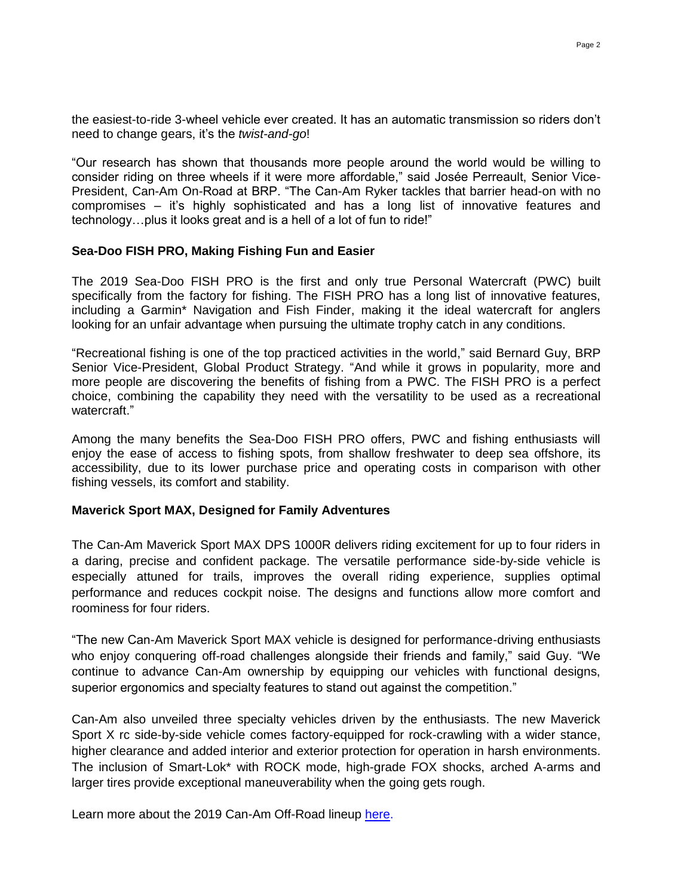the easiest-to-ride 3-wheel vehicle ever created. It has an automatic transmission so riders don't need to change gears, it's the *twist-and-go*!

"Our research has shown that thousands more people around the world would be willing to consider riding on three wheels if it were more affordable," said Josée Perreault, Senior Vice-President, Can-Am On-Road at BRP. "The Can-Am Ryker tackles that barrier head-on with no compromises – it's highly sophisticated and has a long list of innovative features and technology…plus it looks great and is a hell of a lot of fun to ride!"

**Sea-Doo FISH PRO, Making Fishing Fun and Easier**

The 2019 Sea-Doo FISH PRO is the first and only true Personal Watercraft (PWC) built specifically from the factory for fishing. The FISH PRO has a long list of innovative features, including a Garmin* Navigation and Fish Finder, making it the ideal watercraft for anglers looking for an unfair advantage when pursuing the ultimate trophy catch in any conditions.

"Recreational fishing is one of the top practiced activities in the world," said Bernard Guy, BRP Senior Vice-President, Global Product Strategy. "And while it grows in popularity, more and more people are discovering the benefits of fishing from a PWC. The FISH PRO is a perfect choice, combining the capability they need with the versatility to be used as a recreational watercraft."

Among the many benefits the Sea-Doo FISH PRO offers, PWC and fishing enthusiasts will enjoy the ease of access to fishing spots, from shallow freshwater to deep sea offshore, its accessibility, due to its lower purchase price and operating costs in comparison with other fishing vessels, its comfort and stability.

**Maverick Sport MAX, Designed for Family Adventures**

The Can-Am Maverick Sport MAX DPS 1000R delivers riding excitement for up to four riders in a daring, precise and confident package. The versatile performance side-by-side vehicle is especially attuned for trails, improves the overall riding experience, supplies optimal performance and reduces cockpit noise. The designs and functions allow more comfort and roominess for four riders.

"The new Can-Am Maverick Sport MAX vehicle is designed for performance-driving enthusiasts who enjoy conquering off-road challenges alongside their friends and family," said Guy. "We continue to advance Can-Am ownership by equipping our vehicles with functional designs, superior ergonomics and specialty features to stand out against the competition."

Can-Am also unveiled three specialty vehicles driven by the enthusiasts. The new Maverick Sport X rc side-by-side vehicle comes factory-equipped for rock-crawling with a wider stance, higher clearance and added interior and exterior protection for operation in harsh environments. The inclusion of Smart-Lok* with ROCK mode, high-grade FOX shocks, arched A-arms and larger tires provide exceptional maneuverability when the going gets rough.

Learn more about the 2019 Can-Am Off-Road lineup here.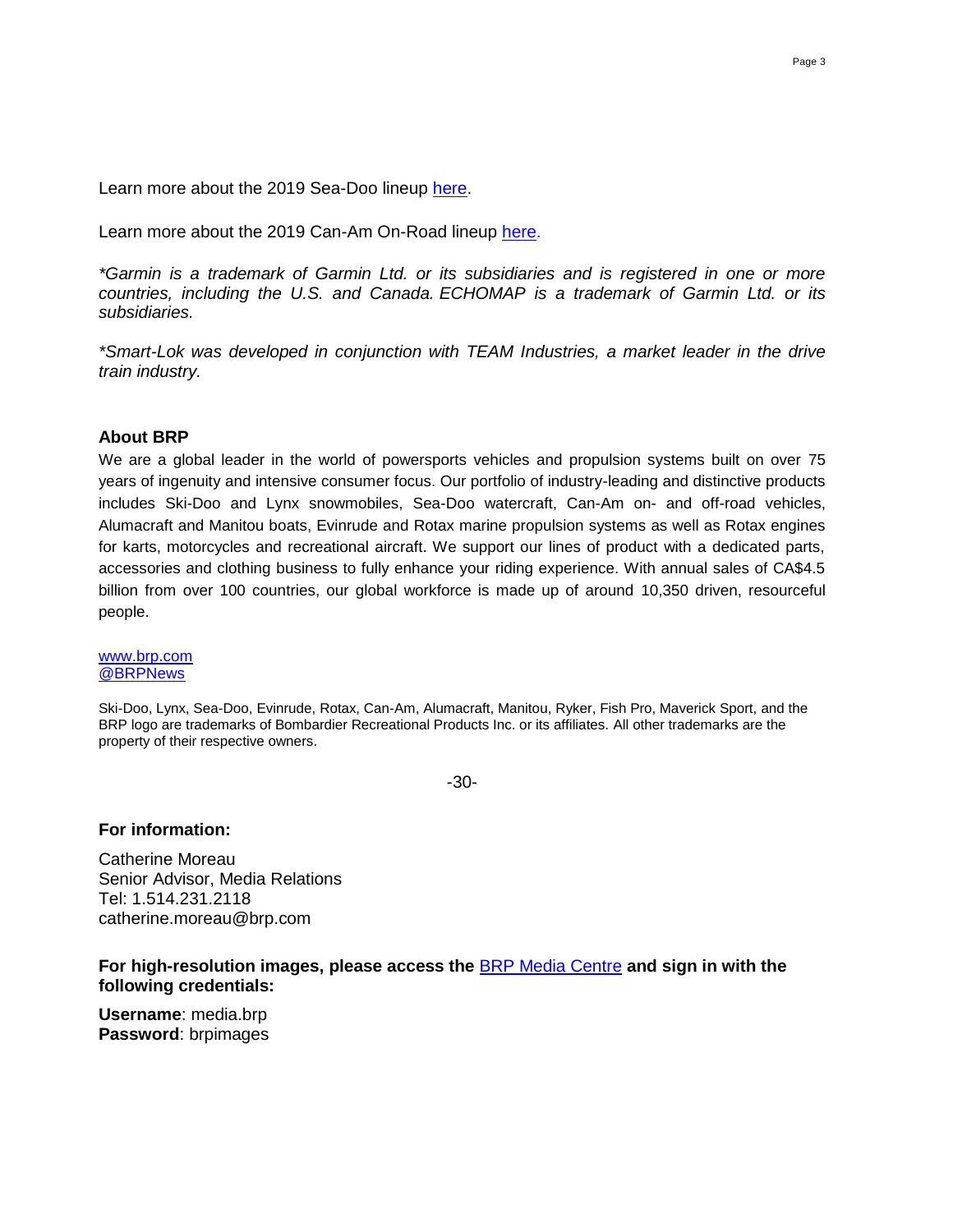Learn more about the 2019 Sea-Doo lineup [here](here).

Learn more about the 2019 Can-Am On-Road lineup [here](here).

**Garmin is a trademark of Garmin Ltd. or its subsidiaries and is registered in one or more countries, including the U.S. and Canada. ECHOMAP is a trademark of Garmin Ltd. or its subsidiaries.*

**Smart-Lok was developed in conjunction with TEAM Industries, a market leader in the drive train industry.*

### About BRP

We are a global leader in the world of powersports vehicles and propulsion systems built on over 75 years of ingenuity and intensive consumer focus. Our portfolio of industry-leading and distinctive products includes Ski-Doo and Lynx snowmobiles, Sea-Doo watercraft, Can-Am on- and off-road vehicles, Alumacraft and Manitou boats, Evinrude and Rotax marine propulsion systems as well as Rotax engines for karts, motorcycles and recreational aircraft. We support our lines of product with a dedicated parts, accessories and clothing business to fully enhance your riding experience. With annual sales of CA$4.5 billion from over 100 countries, our global workforce is made up of around 10,350 driven, resourceful people.

www.brp.com
@BRPNews

Ski-Doo, Lynx, Sea-Doo, Evinrude, Rotax, Can-Am, Alumacraft, Manitou, Ryker, Fish Pro, Maverick Sport, and the BRP logo are trademarks of Bombardier Recreational Products Inc. or its affiliates. All other trademarks are the property of their respective owners.

-30-

### For information:

Catherine Moreau
Senior Advisor, Media Relations
Tel: 1.514.231.2118
catherine.moreau@brp.com

**For high-resolution images, please access the BRP Media Centre and sign in with the following credentials:**

**Username**: media.brp
**Password**: brpimages